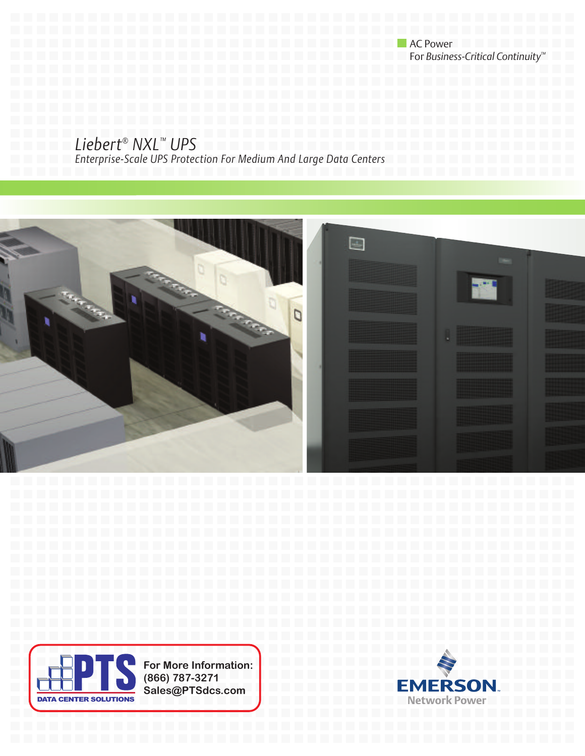AC Power
For *Business-Critical Continuity*™

# *Liebert® NXL™ UPS*

*Enterprise-Scale UPS Protection For Medium And Large Data Centers*

**PTS DATA CENTER SOLUTIONS**

**For More Information:**
**(866) 787-3271**
**Sales@PTSdcs.com**

EMERSON™
Network Power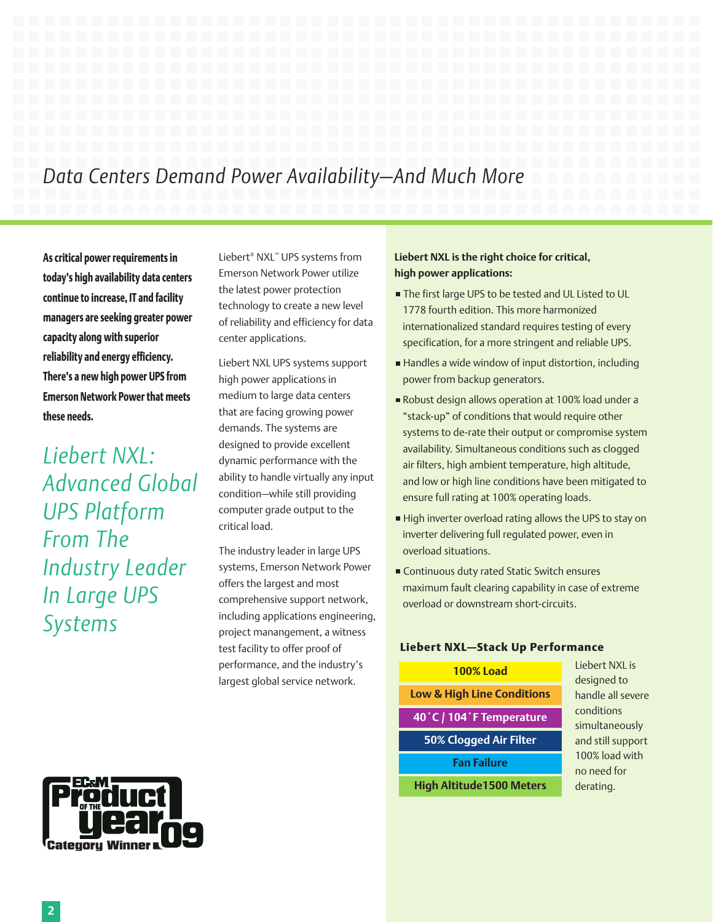# Data Centers Demand Power Availability—And Much More

**As critical power requirements in today's high availability data centers continue to increase, IT and facility managers are seeking greater power capacity along with superior reliability and energy efficiency. There's a new high power UPS from Emerson Network Power that meets these needs.**

## *Liebert NXL: Advanced Global UPS Platform From The Industry Leader In Large UPS Systems*

Liebert® NXL™ UPS systems from Emerson Network Power utilize the latest power protection technology to create a new level of reliability and efficiency for data center applications.

Liebert NXL UPS systems support high power applications in medium to large data centers that are facing growing power demands. The systems are designed to provide excellent dynamic performance with the ability to handle virtually any input condition—while still providing computer grade output to the critical load.

The industry leader in large UPS systems, Emerson Network Power offers the largest and most comprehensive support network, including applications engineering, project manangement, a witness test facility to offer proof of performance, and the industry's largest global service network.

EC&M Product of the Year 09 Category Winner

**Liebert NXL is the right choice for critical, high power applications:**

- The first large UPS to be tested and UL Listed to UL 1778 fourth edition. This more harmonized internationalized standard requires testing of every specification, for a more stringent and reliable UPS.
- Handles a wide window of input distortion, including power from backup generators.
- Robust design allows operation at 100% load under a "stack-up" of conditions that would require other systems to de-rate their output or compromise system availability. Simultaneous conditions such as clogged air filters, high ambient temperature, high altitude, and low or high line conditions have been mitigated to ensure full rating at 100% operating loads.
- High inverter overload rating allows the UPS to stay on inverter delivering full regulated power, even in overload situations.
- Continuous duty rated Static Switch ensures maximum fault clearing capability in case of extreme overload or downstream short-circuits.

### Liebert NXL—Stack Up Performance

- 100% Load
- Low & High Line Conditions
- 40˚C / 104˚F Temperature
- 50% Clogged Air Filter
- Fan Failure
- High Altitude1500 Meters

Liebert NXL is designed to handle all severe conditions simultaneously and still support 100% load with no need for derating.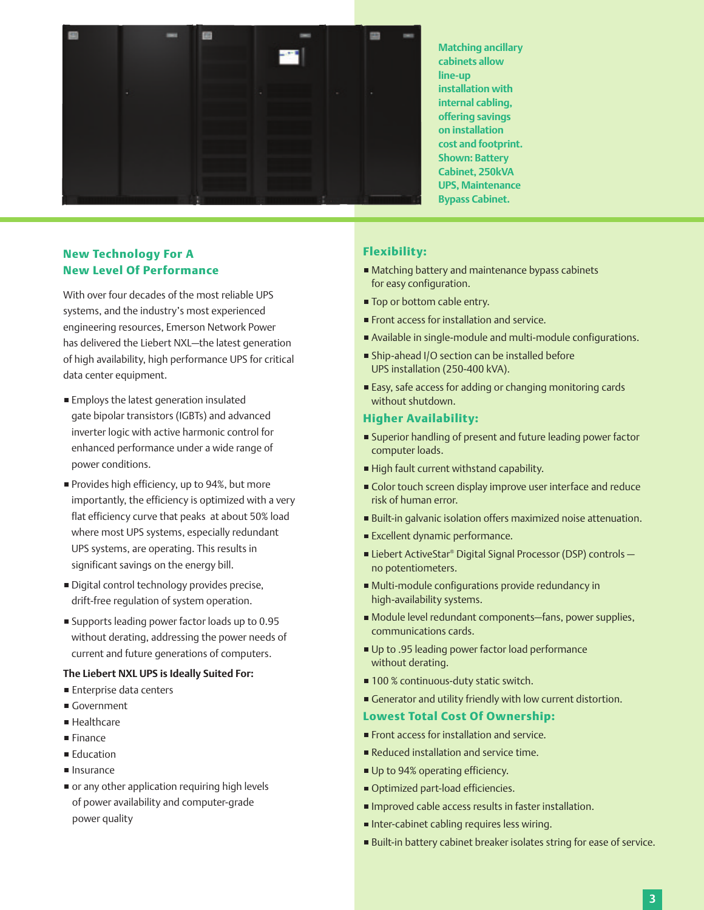Matching ancillary cabinets allow line-up installation with internal cabling, offering savings on installation cost and footprint. Shown: Battery Cabinet, 250kVA UPS, Maintenance Bypass Cabinet.

## New Technology For A New Level Of Performance

With over four decades of the most reliable UPS systems, and the industry's most experienced engineering resources, Emerson Network Power has delivered the Liebert NXL—the latest generation of high availability, high performance UPS for critical data center equipment.

- Employs the latest generation insulated gate bipolar transistors (IGBTs) and advanced inverter logic with active harmonic control for enhanced performance under a wide range of power conditions.
- Provides high efficiency, up to 94%, but more importantly, the efficiency is optimized with a very flat efficiency curve that peaks at about 50% load where most UPS systems, especially redundant UPS systems, are operating. This results in significant savings on the energy bill.
- Digital control technology provides precise, drift-free regulation of system operation.
- Supports leading power factor loads up to 0.95 without derating, addressing the power needs of current and future generations of computers.

**The Liebert NXL UPS is Ideally Suited For:**

- Enterprise data centers
- Government
- Healthcare
- Finance
- Education
- Insurance
- or any other application requiring high levels of power availability and computer-grade power quality

## Flexibility:

- Matching battery and maintenance bypass cabinets for easy configuration.
- Top or bottom cable entry.
- Front access for installation and service.
- Available in single-module and multi-module configurations.
- Ship-ahead I/O section can be installed before UPS installation (250-400 kVA).
- Easy, safe access for adding or changing monitoring cards without shutdown.

## Higher Availability:

- Superior handling of present and future leading power factor computer loads.
- High fault current withstand capability.
- Color touch screen display improve user interface and reduce risk of human error.
- Built-in galvanic isolation offers maximized noise attenuation.
- Excellent dynamic performance.
- Liebert ActiveStar® Digital Signal Processor (DSP) controls — no potentiometers.
- Multi-module configurations provide redundancy in high-availability systems.
- Module level redundant components—fans, power supplies, communications cards.
- Up to .95 leading power factor load performance without derating.
- 100 % continuous-duty static switch.
- Generator and utility friendly with low current distortion.

## Lowest Total Cost Of Ownership:

- Front access for installation and service.
- Reduced installation and service time.
- Up to 94% operating efficiency.
- Optimized part-load efficiencies.
- Improved cable access results in faster installation.
- Inter-cabinet cabling requires less wiring.
- Built-in battery cabinet breaker isolates string for ease of service.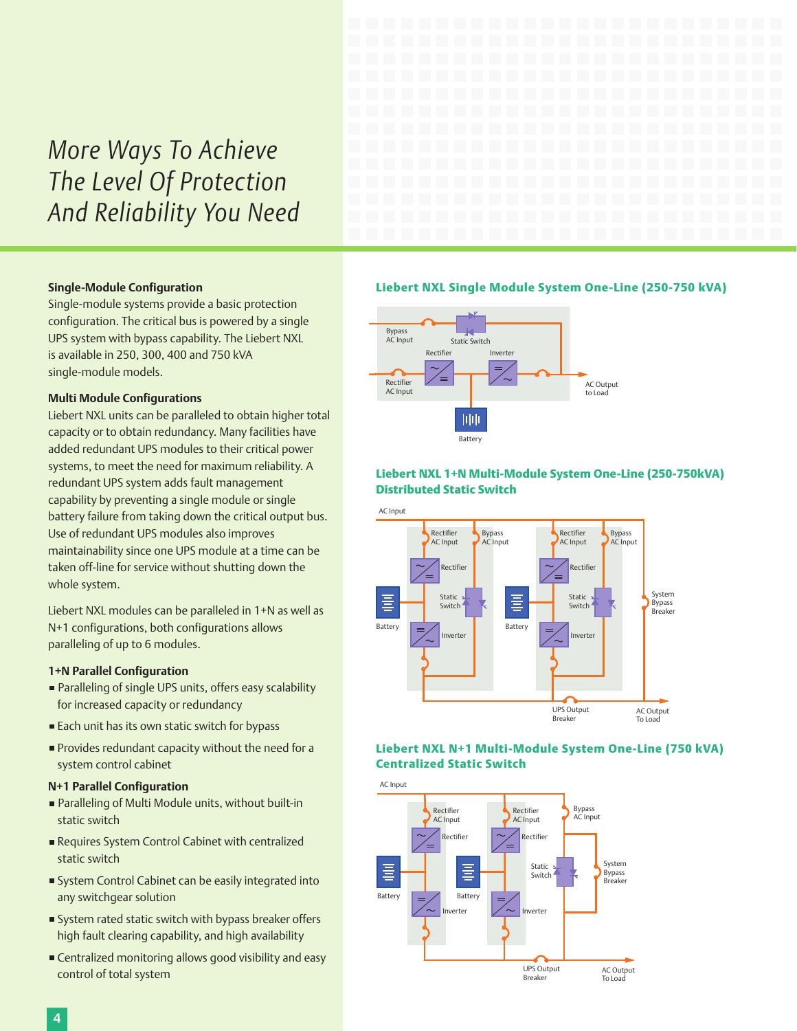# *More Ways To Achieve The Level Of Protection And Reliability You Need*

### Single-Module Configuration

Single-module systems provide a basic protection configuration. The critical bus is powered by a single UPS system with bypass capability. The Liebert NXL is available in 250, 300, 400 and 750 kVA single-module models.

### Multi Module Configurations

Liebert NXL units can be paralleled to obtain higher total capacity or to obtain redundancy. Many facilities have added redundant UPS modules to their critical power systems, to meet the need for maximum reliability. A redundant UPS system adds fault management capability by preventing a single module or single battery failure from taking down the critical output bus. Use of redundant UPS modules also improves maintainability since one UPS module at a time can be taken off-line for service without shutting down the whole system.

Liebert NXL modules can be paralleled in 1+N as well as N+1 configurations, both configurations allows paralleling of up to 6 modules.

### 1+N Parallel Configuration

- Paralleling of single UPS units, offers easy scalability for increased capacity or redundancy
- Each unit has its own static switch for bypass
- Provides redundant capacity without the need for a system control cabinet

### N+1 Parallel Configuration

- Paralleling of Multi Module units, without built-in static switch
- Requires System Control Cabinet with centralized static switch
- System Control Cabinet can be easily integrated into any switchgear solution
- System rated static switch with bypass breaker offers high fault clearing capability, and high availability
- Centralized monitoring allows good visibility and easy control of total system

### Liebert NXL Single Module System One-Line (250-750 kVA)

Bypass AC Input · Static Switch · Rectifier · Inverter · Rectifier AC Input · AC Output to Load · Battery

### Liebert NXL 1+N Multi-Module System One-Line (250-750kVA) Distributed Static Switch

AC Input · Rectifier AC Input · Bypass AC Input · Rectifier · Static Switch · Inverter · Battery · System Bypass Breaker · UPS Output Breaker · AC Output To Load

### Liebert NXL N+1 Multi-Module System One-Line (750 kVA) Centralized Static Switch

AC Input · Rectifier AC Input · Rectifier · Inverter · Battery · Bypass AC Input · Static Switch · System Bypass Breaker · UPS Output Breaker · AC Output To Load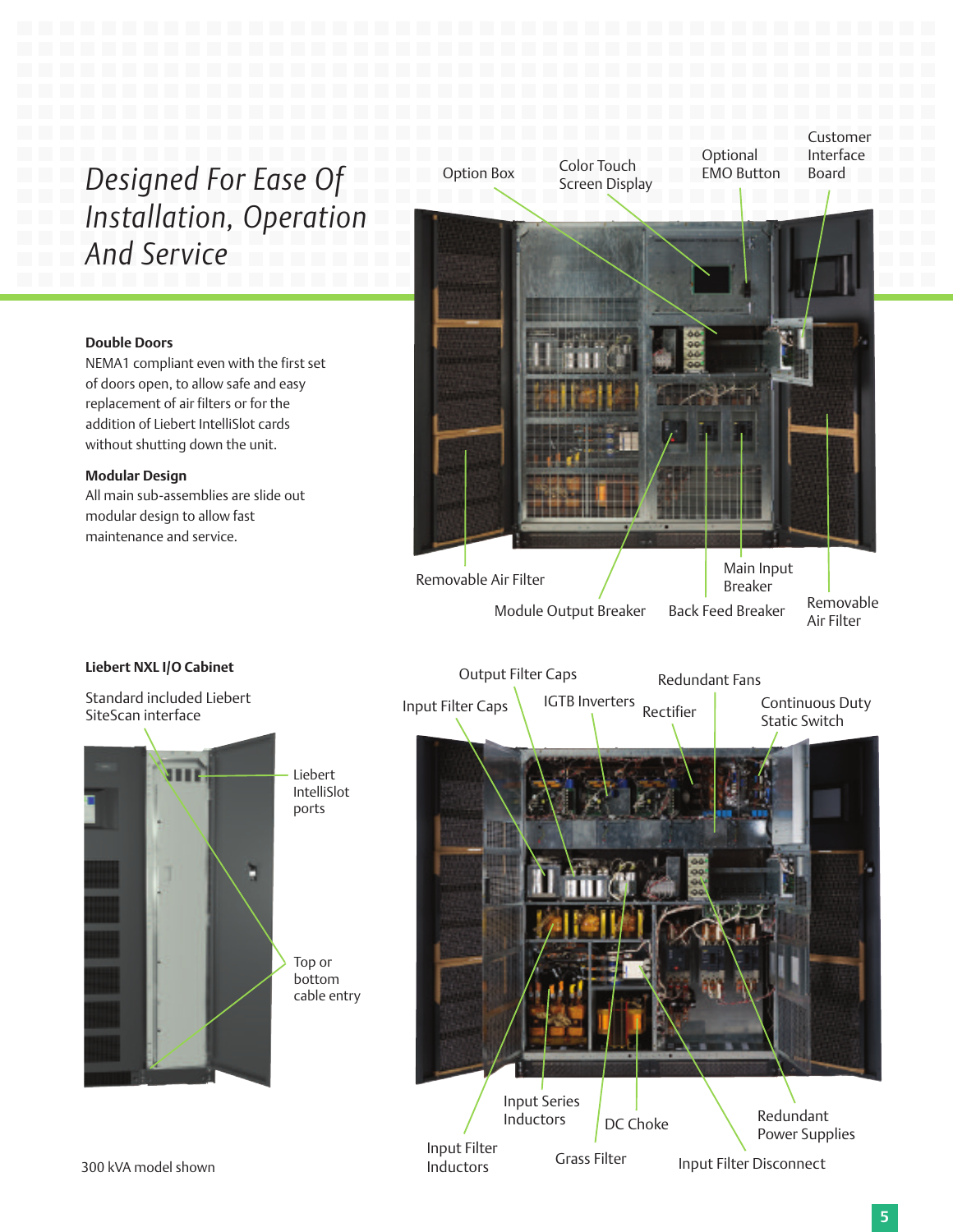# *Designed For Ease Of Installation, Operation And Service*

**Double Doors**
NEMA1 compliant even with the first set of doors open, to allow safe and easy replacement of air filters or for the addition of Liebert IntelliSlot cards without shutting down the unit.

**Modular Design**
All main sub-assemblies are slide out modular design to allow fast maintenance and service.

Option Box
Color Touch Screen Display
Optional EMO Button
Customer Interface Board
Removable Air Filter
Module Output Breaker
Back Feed Breaker
Main Input Breaker
Removable Air Filter

**Liebert NXL I/O Cabinet**

Standard included Liebert SiteScan interface

Liebert IntelliSlot ports

Top or bottom cable entry

Output Filter Caps
Input Filter Caps
IGTB Inverters
Rectifier
Redundant Fans
Continuous Duty Static Switch
Input Series Inductors
Input Filter Inductors
DC Choke
Grass Filter
Redundant Power Supplies
Input Filter Disconnect

300 kVA model shown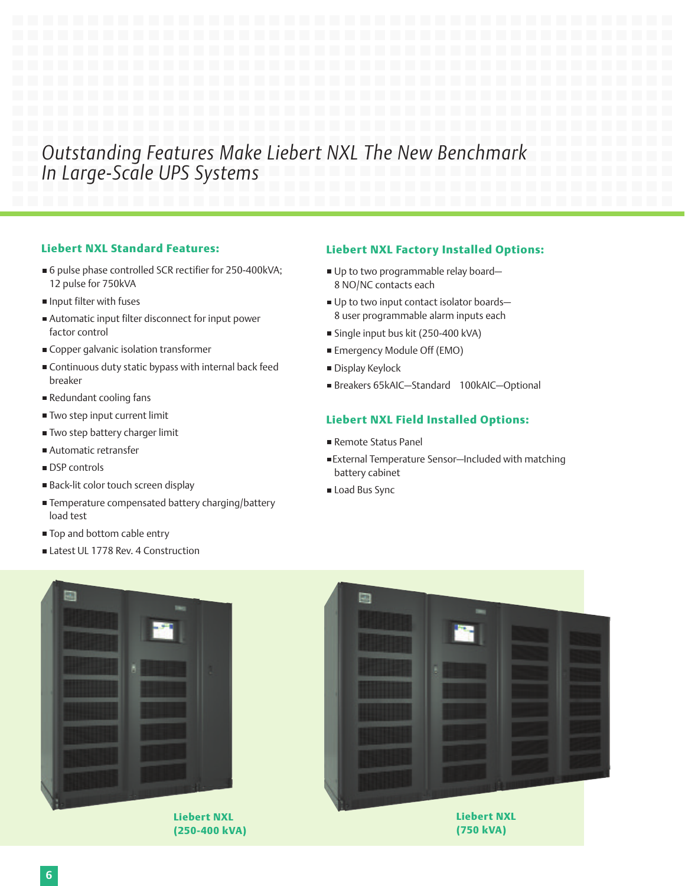# *Outstanding Features Make Liebert NXL The New Benchmark In Large-Scale UPS Systems*

## Liebert NXL Standard Features:

- 6 pulse phase controlled SCR rectifier for 250-400kVA; 12 pulse for 750kVA
- Input filter with fuses
- Automatic input filter disconnect for input power factor control
- Copper galvanic isolation transformer
- Continuous duty static bypass with internal back feed breaker
- Redundant cooling fans
- Two step input current limit
- Two step battery charger limit
- Automatic retransfer
- DSP controls
- Back-lit color touch screen display
- Temperature compensated battery charging/battery load test
- Top and bottom cable entry
- Latest UL 1778 Rev. 4 Construction

## Liebert NXL Factory Installed Options:

- Up to two programmable relay board—8 NO/NC contacts each
- Up to two input contact isolator boards—8 user programmable alarm inputs each
- Single input bus kit (250-400 kVA)
- Emergency Module Off (EMO)
- Display Keylock
- Breakers 65kAIC—Standard 100kAIC—Optional

## Liebert NXL Field Installed Options:

- Remote Status Panel
- External Temperature Sensor—Included with matching battery cabinet
- Load Bus Sync

**Liebert NXL (250-400 kVA)**

**Liebert NXL (750 kVA)**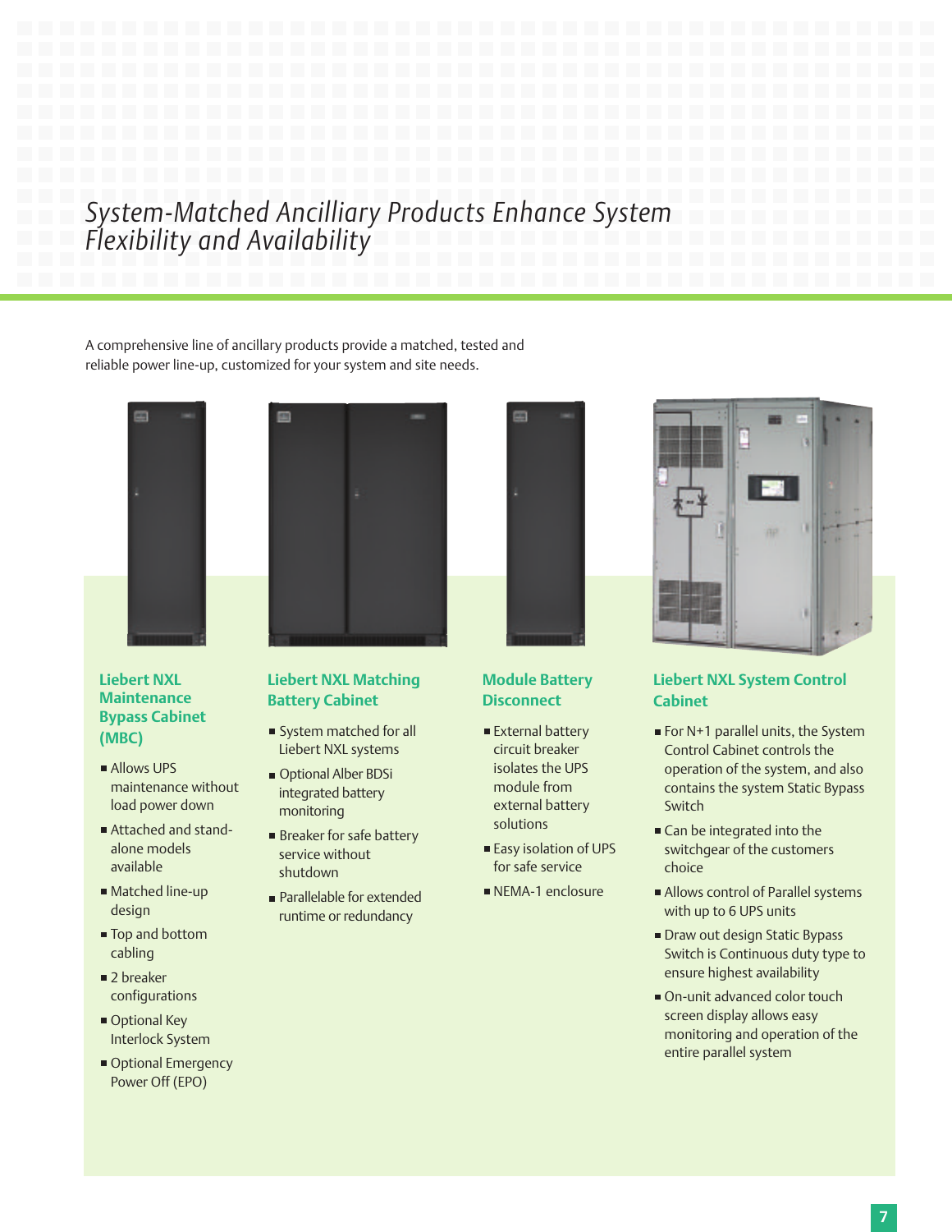# *System-Matched Ancilliary Products Enhance System Flexibility and Availability*

A comprehensive line of ancillary products provide a matched, tested and reliable power line-up, customized for your system and site needs.

### Liebert NXL Maintenance Bypass Cabinet (MBC)

- Allows UPS maintenance without load power down
- Attached and stand-alone models available
- Matched line-up design
- Top and bottom cabling
- 2 breaker configurations
- Optional Key Interlock System
- Optional Emergency Power Off (EPO)

### Liebert NXL Matching Battery Cabinet

- System matched for all Liebert NXL systems
- Optional Alber BDSi integrated battery monitoring
- Breaker for safe battery service without shutdown
- Parallelable for extended runtime or redundancy

### Module Battery Disconnect

- External battery circuit breaker isolates the UPS module from external battery solutions
- Easy isolation of UPS for safe service
- NEMA-1 enclosure

### Liebert NXL System Control Cabinet

- For N+1 parallel units, the System Control Cabinet controls the operation of the system, and also contains the system Static Bypass Switch
- Can be integrated into the switchgear of the customers choice
- Allows control of Parallel systems with up to 6 UPS units
- Draw out design Static Bypass Switch is Continuous duty type to ensure highest availability
- On-unit advanced color touch screen display allows easy monitoring and operation of the entire parallel system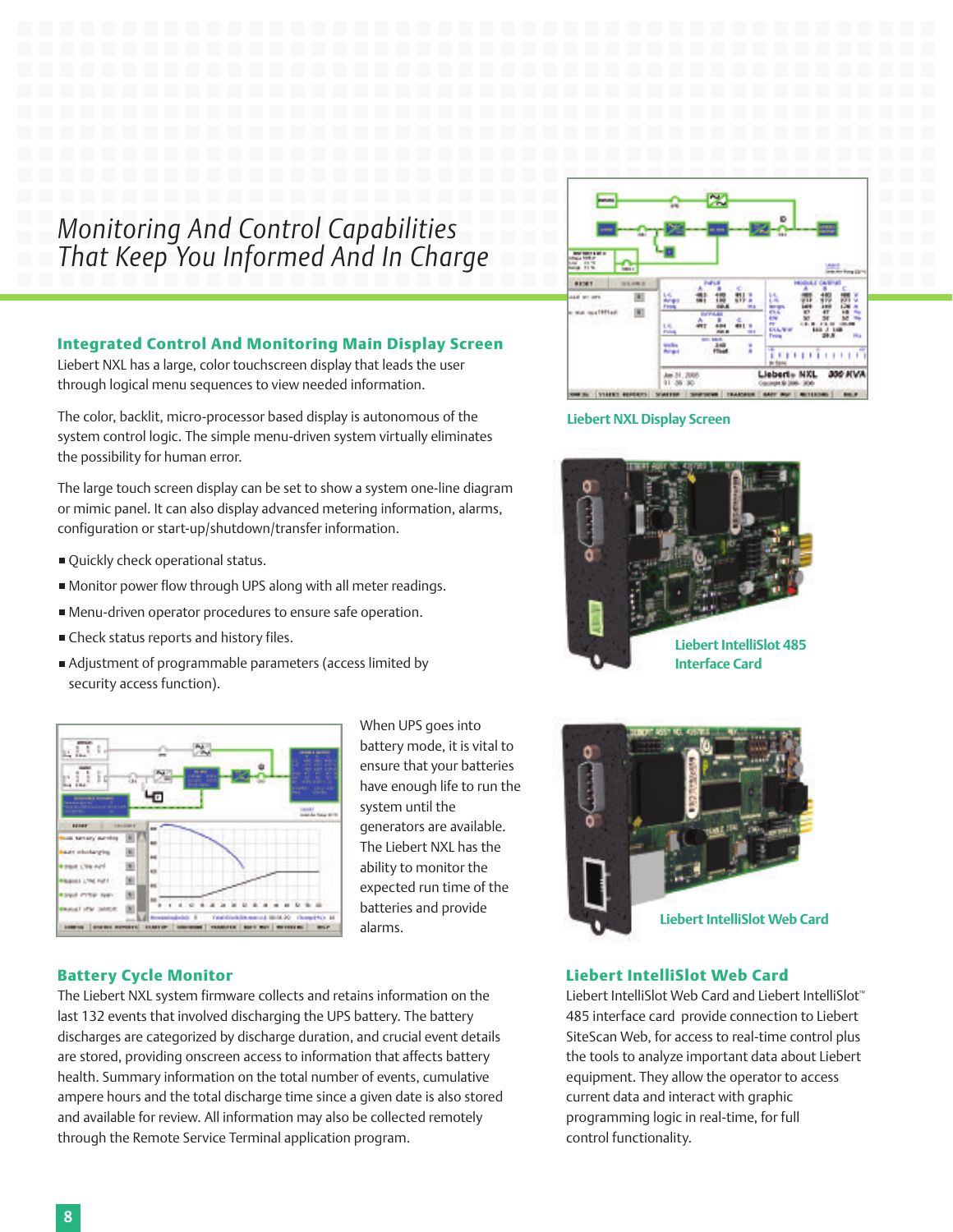# Monitoring And Control Capabilities That Keep You Informed And In Charge

## Integrated Control And Monitoring Main Display Screen

Liebert NXL has a large, color touchscreen display that leads the user through logical menu sequences to view needed information.

The color, backlit, micro-processor based display is autonomous of the system control logic. The simple menu-driven system virtually eliminates the possibility for human error.

The large touch screen display can be set to show a system one-line diagram or mimic panel. It can also display advanced metering information, alarms, configuration or start-up/shutdown/transfer information.

- Quickly check operational status.
- Monitor power flow through UPS along with all meter readings.
- Menu-driven operator procedures to ensure safe operation.
- Check status reports and history files.
- Adjustment of programmable parameters (access limited by security access function).

When UPS goes into battery mode, it is vital to ensure that your batteries have enough life to run the system until the generators are available. The Liebert NXL has the ability to monitor the expected run time of the batteries and provide alarms.

## Battery Cycle Monitor

The Liebert NXL system firmware collects and retains information on the last 132 events that involved discharging the UPS battery. The battery discharges are categorized by discharge duration, and crucial event details are stored, providing onscreen access to information that affects battery health. Summary information on the total number of events, cumulative ampere hours and the total discharge time since a given date is also stored and available for review. All information may also be collected remotely through the Remote Service Terminal application program.

Liebert NXL Display Screen

Liebert IntelliSlot 485 Interface Card

Liebert IntelliSlot Web Card

## Liebert IntelliSlot Web Card

Liebert IntelliSlot Web Card and Liebert IntelliSlot™ 485 interface card provide connection to Liebert SiteScan Web, for access to real-time control plus the tools to analyze important data about Liebert equipment. They allow the operator to access current data and interact with graphic programming logic in real-time, for full control functionality.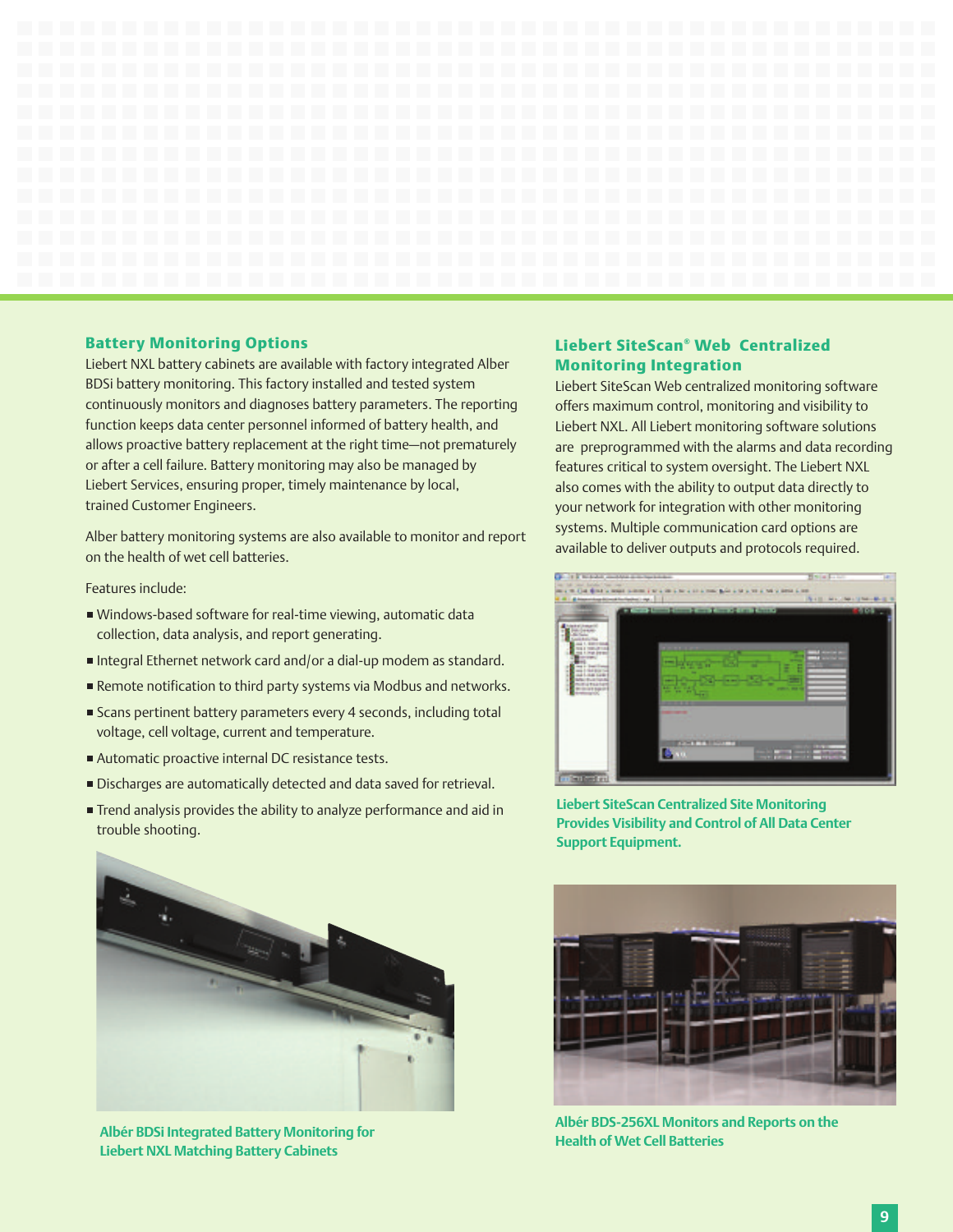## Battery Monitoring Options

Liebert NXL battery cabinets are available with factory integrated Alber BDSi battery monitoring. This factory installed and tested system continuously monitors and diagnoses battery parameters. The reporting function keeps data center personnel informed of battery health, and allows proactive battery replacement at the right time—not prematurely or after a cell failure. Battery monitoring may also be managed by Liebert Services, ensuring proper, timely maintenance by local, trained Customer Engineers.

Alber battery monitoring systems are also available to monitor and report on the health of wet cell batteries.

Features include:

- Windows-based software for real-time viewing, automatic data collection, data analysis, and report generating.
- Integral Ethernet network card and/or a dial-up modem as standard.
- Remote notification to third party systems via Modbus and networks.
- Scans pertinent battery parameters every 4 seconds, including total voltage, cell voltage, current and temperature.
- Automatic proactive internal DC resistance tests.
- Discharges are automatically detected and data saved for retrieval.
- Trend analysis provides the ability to analyze performance and aid in trouble shooting.

**Albér BDSi Integrated Battery Monitoring for Liebert NXL Matching Battery Cabinets**

## Liebert SiteScan® Web Centralized Monitoring Integration

Liebert SiteScan Web centralized monitoring software offers maximum control, monitoring and visibility to Liebert NXL. All Liebert monitoring software solutions are preprogrammed with the alarms and data recording features critical to system oversight. The Liebert NXL also comes with the ability to output data directly to your network for integration with other monitoring systems. Multiple communication card options are available to deliver outputs and protocols required.

**Liebert SiteScan Centralized Site Monitoring Provides Visibility and Control of All Data Center Support Equipment.**

**Albér BDS-256XL Monitors and Reports on the Health of Wet Cell Batteries**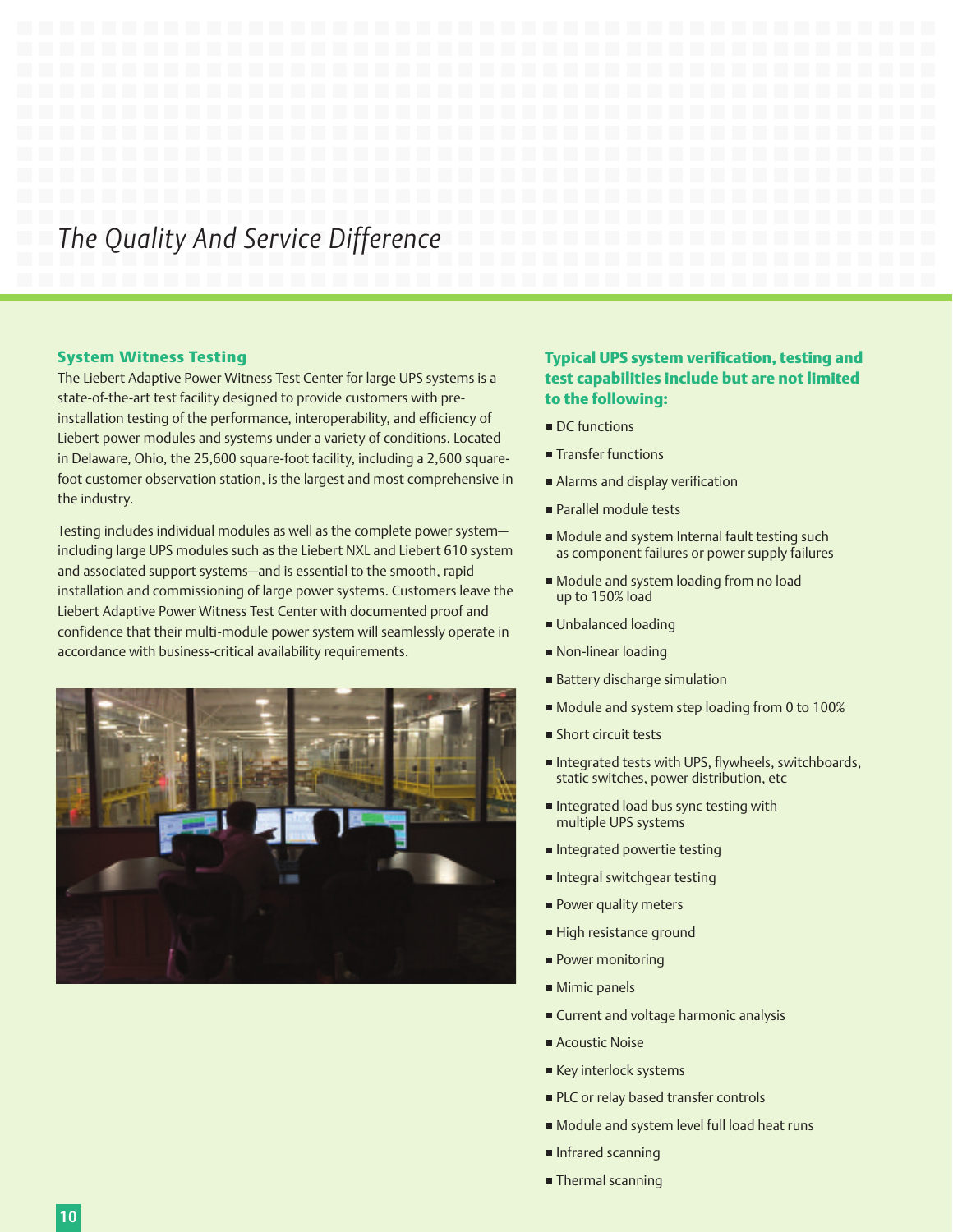# The Quality And Service Difference

## System Witness Testing

The Liebert Adaptive Power Witness Test Center for large UPS systems is a state-of-the-art test facility designed to provide customers with pre-installation testing of the performance, interoperability, and efficiency of Liebert power modules and systems under a variety of conditions. Located in Delaware, Ohio, the 25,600 square-foot facility, including a 2,600 square-foot customer observation station, is the largest and most comprehensive in the industry.

Testing includes individual modules as well as the complete power system—including large UPS modules such as the Liebert NXL and Liebert 610 system and associated support systems—and is essential to the smooth, rapid installation and commissioning of large power systems. Customers leave the Liebert Adaptive Power Witness Test Center with documented proof and confidence that their multi-module power system will seamlessly operate in accordance with business-critical availability requirements.

**Typical UPS system verification, testing and test capabilities include but are not limited to the following:**

- DC functions
- Transfer functions
- Alarms and display verification
- Parallel module tests
- Module and system Internal fault testing such as component failures or power supply failures
- Module and system loading from no load up to 150% load
- Unbalanced loading
- Non-linear loading
- Battery discharge simulation
- Module and system step loading from 0 to 100%
- Short circuit tests
- Integrated tests with UPS, flywheels, switchboards, static switches, power distribution, etc
- Integrated load bus sync testing with multiple UPS systems
- Integrated powertie testing
- Integral switchgear testing
- Power quality meters
- High resistance ground
- Power monitoring
- Mimic panels
- Current and voltage harmonic analysis
- Acoustic Noise
- Key interlock systems
- PLC or relay based transfer controls
- Module and system level full load heat runs
- Infrared scanning
- Thermal scanning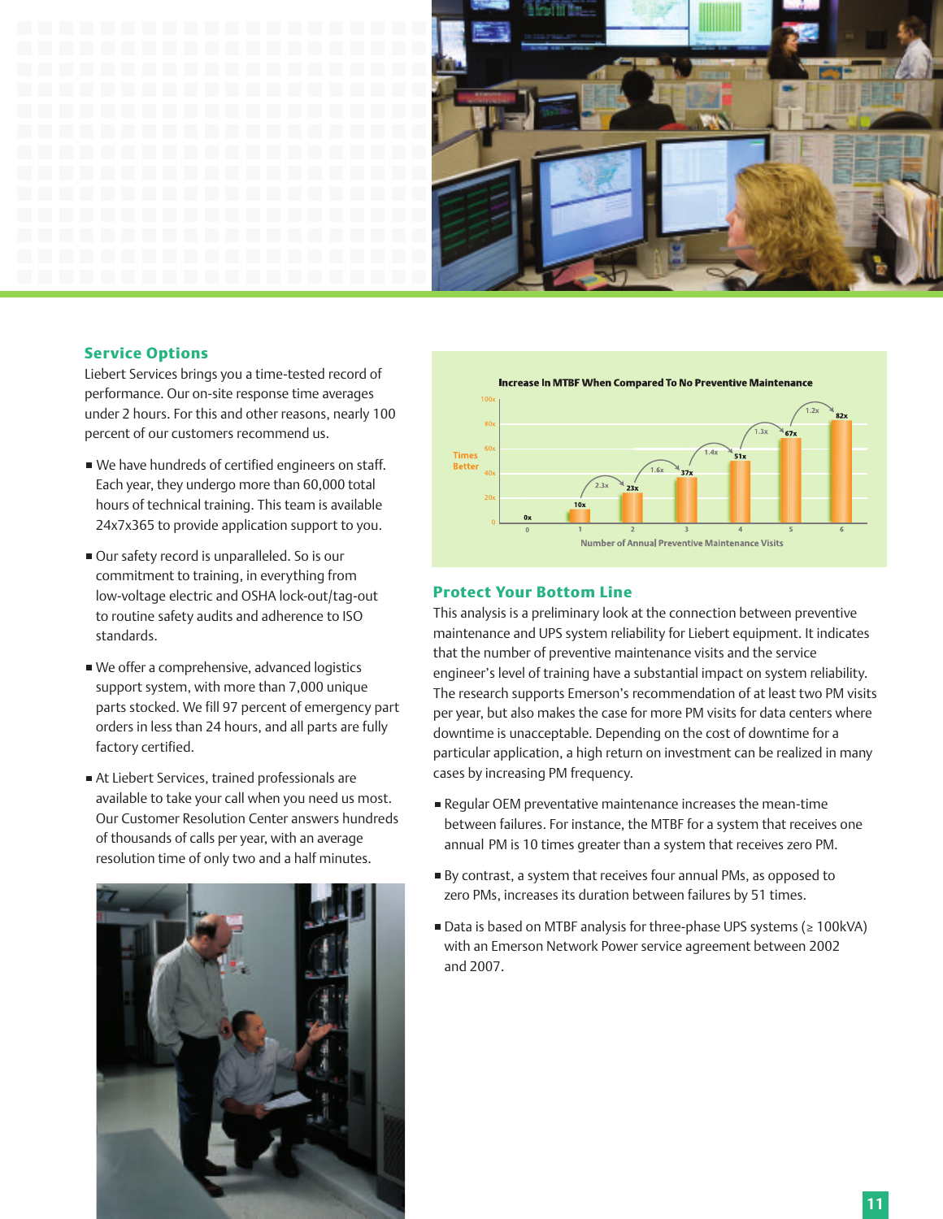## Service Options

Liebert Services brings you a time-tested record of performance. Our on-site response time averages under 2 hours. For this and other reasons, nearly 100 percent of our customers recommend us.

- We have hundreds of certified engineers on staff. Each year, they undergo more than 60,000 total hours of technical training. This training is available 24x7x365 to provide application support to you.
- Our safety record is unparalleled. So is our commitment to training, in everything from low-voltage electric and OSHA lock-out/tag-out to routine safety audits and adherence to ISO standards.
- We offer a comprehensive, advanced logistics support system, with more than 7,000 unique parts stocked. We fill 97 percent of emergency part orders in less than 24 hours, and all parts are fully factory certified.
- At Liebert Services, trained professionals are available to take your call when you need us most. Our Customer Resolution Center answers hundreds of thousands of calls per year, with an average resolution time of only two and a half minutes.

**Increase In MTBF When Compared To No Preventive Maintenance**

| Number of Annual Preventive Maintenance Visits | Times Better | Increase over previous |
|---|---|---|
| 0 | 0x | |
| 1 | 10x | |
| 2 | 23x | 2.3x |
| 3 | 37x | 1.6x |
| 4 | 51x | 1.4x |
| 5 | 67x | 1.3x |
| 6 | 82x | 1.2x |

## Protect Your Bottom Line

This analysis is a preliminary look at the connection between preventive maintenance and UPS system reliability for Liebert equipment. It indicates that the number of preventive maintenance visits and the service engineer's level of training have a substantial impact on system reliability. The research supports Emerson's recommendation of at least two PM visits per year, but also makes the case for more PM visits for data centers where downtime is unacceptable. Depending on the cost of downtime for a particular application, a high return on investment can be realized in many cases by increasing PM frequency.

- Regular OEM preventative maintenance increases the mean-time between failures. For instance, the MTBF for a system that receives one annual PM is 10 times greater than a system that receives zero PM.
- By contrast, a system that receives four annual PMs, as opposed to zero PMs, increases its duration between failures by 51 times.
- Data is based on MTBF analysis for three-phase UPS systems (≥ 100kVA) with an Emerson Network Power service agreement between 2002 and 2007.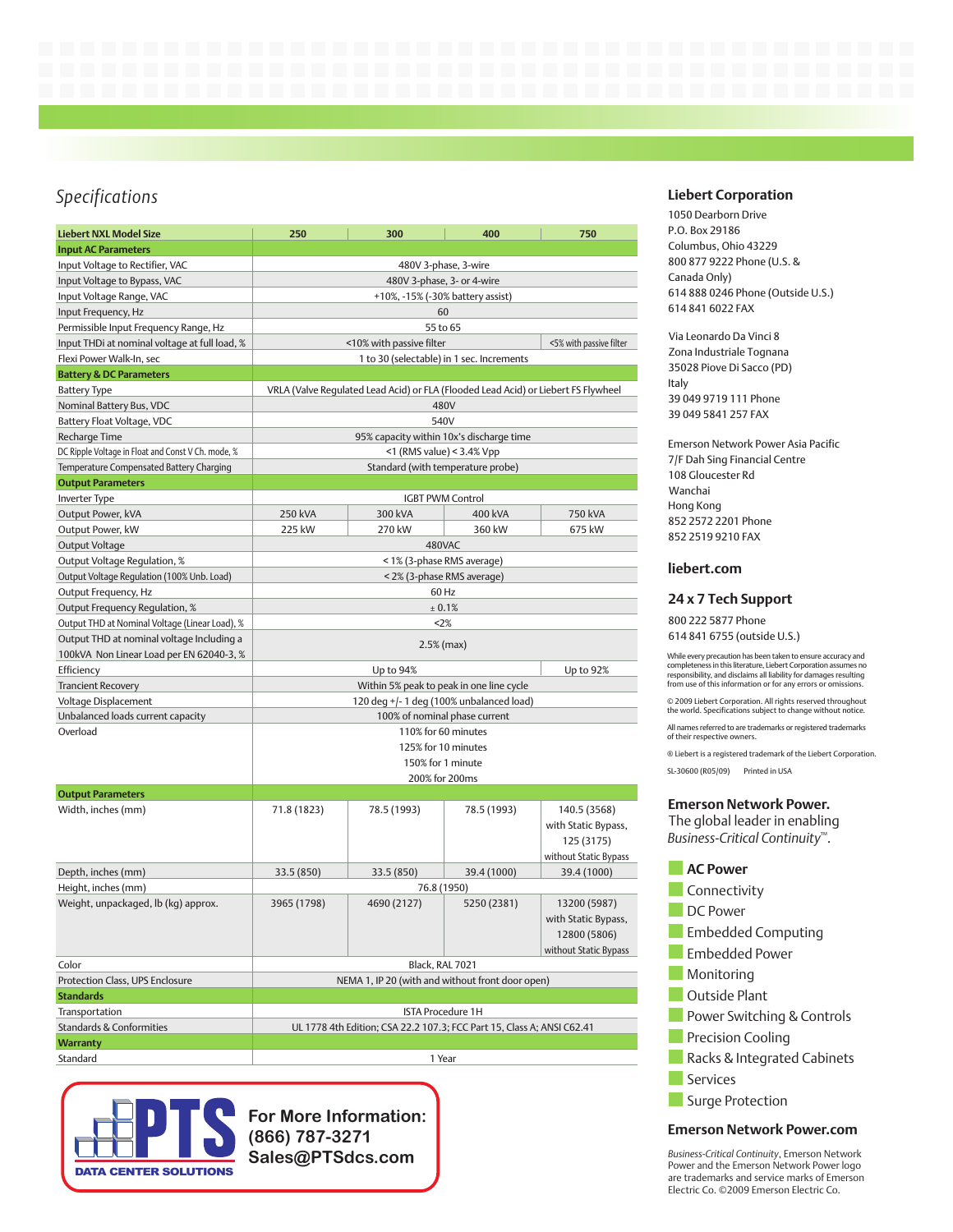## Specifications

| Liebert NXL Model Size | 250 | 300 | 400 | 750 |
|---|---|---|---|---|
| **Input AC Parameters** | | | | |
| Input Voltage to Rectifier, VAC | 480V 3-phase, 3-wire | | | |
| Input Voltage to Bypass, VAC | 480V 3-phase, 3- or 4-wire | | | |
| Input Voltage Range, VAC | +10%, -15% (-30% battery assist) | | | |
| Input Frequency, Hz | 60 | | | |
| Permissible Input Frequency Range, Hz | 55 to 65 | | | |
| Input THDi at nominal voltage at full load, % | <10% with passive filter | | | <5% with passive filter |
| Flexi Power Walk-In, sec | 1 to 30 (selectable) in 1 sec. Increments | | | |
| **Battery & DC Parameters** | | | | |
| Battery Type | VRLA (Valve Regulated Lead Acid) or FLA (Flooded Lead Acid) or Liebert FS Flywheel | | | |
| Nominal Battery Bus, VDC | 480V | | | |
| Battery Float Voltage, VDC | 540V | | | |
| Recharge Time | 95% capacity within 10x's discharge time | | | |
| DC Ripple Voltage in Float and Const V Ch. mode, % | <1 (RMS value) < 3.4% Vpp | | | |
| Temperature Compensated Battery Charging | Standard (with temperature probe) | | | |
| **Output Parameters** | | | | |
| Inverter Type | IGBT PWM Control | | | |
| Output Power, kVA | 250 kVA | 300 kVA | 400 kVA | 750 kVA |
| Output Power, kW | 225 kW | 270 kW | 360 kW | 675 kW |
| Output Voltage | 480VAC | | | |
| Output Voltage Regulation, % | < 1% (3-phase RMS average) | | | |
| Output Voltage Regulation (100% Unb. Load) | < 2% (3-phase RMS average) | | | |
| Output Frequency, Hz | 60 Hz | | | |
| Output Frequency Regulation, % | ± 0.1% | | | |
| Output THD at Nominal Voltage (Linear Load), % | <2% | | | |
| Output THD at nominal voltage Including a 100kVA Non Linear Load per EN 62040-3, % | 2.5% (max) | | | |
| Efficiency | Up to 94% | | | Up to 92% |
| Trancient Recovery | Within 5% peak to peak in one line cycle | | | |
| Voltage Displacement | 120 deg +/- 1 deg (100% unbalanced load) | | | |
| Unbalanced loads current capacity | 100% of nominal phase current | | | |
| Overload | 110% for 60 minutes<br>125% for 10 minutes<br>150% for 1 minute<br>200% for 200ms | | | |
| **Output Parameters** | | | | |
| Width, inches (mm) | 71.8 (1823) | 78.5 (1993) | 78.5 (1993) | 140.5 (3568) with Static Bypass, 125 (3175) without Static Bypass |
| Depth, inches (mm) | 33.5 (850) | 33.5 (850) | 39.4 (1000) | 39.4 (1000) |
| Height, inches (mm) | 76.8 (1950) | | | |
| Weight, unpackaged, lb (kg) approx. | 3965 (1798) | 4690 (2127) | 5250 (2381) | 13200 (5987) with Static Bypass, 12800 (5806) without Static Bypass |
| Color | Black, RAL 7021 | | | |
| Protection Class, UPS Enclosure | NEMA 1, IP 20 (with and without front door open) | | | |
| **Standards** | | | | |
| Transportation | ISTA Procedure 1H | | | |
| Standards & Conformities | UL 1778 4th Edition; CSA 22.2 107.3; FCC Part 15, Class A; ANSI C62.41 | | | |
| **Warranty** | | | | |
| Standard | 1 Year | | | |

PTS DATA CENTER SOLUTIONS

**For More Information:**
**(866) 787-3271**
**Sales@PTSdcs.com**

### Liebert Corporation

1050 Dearborn Drive
P.O. Box 29186
Columbus, Ohio 43229
800 877 9222 Phone (U.S. & Canada Only)
614 888 0246 Phone (Outside U.S.)
614 841 6022 FAX

Via Leonardo Da Vinci 8
Zona Industriale Tognana
35028 Piove Di Sacco (PD)
Italy
39 049 9719 111 Phone
39 049 5841 257 FAX

Emerson Network Power Asia Pacific
7/F Dah Sing Financial Centre
108 Gloucester Rd
Wanchai
Hong Kong
852 2572 2201 Phone
852 2519 9210 FAX

### liebert.com

### 24 x 7 Tech Support

800 222 5877 Phone
614 841 6755 (outside U.S.)

While every precaution has been taken to ensure accuracy and completeness in this literature, Liebert Corporation assumes no responsibility, and disclaims all liability for damages resulting from use of this information or for any errors or omissions.

© 2009 Liebert Corporation. All rights reserved throughout the world. Specifications subject to change without notice.

All names referred to are trademarks or registered trademarks of their respective owners.

® Liebert is a registered trademark of the Liebert Corporation.

SL-30600 (R05/09) Printed in USA

**Emerson Network Power.**
The global leader in enabling *Business-Critical Continuity*™.

- **AC Power**
- Connectivity
- DC Power
- Embedded Computing
- Embedded Power
- Monitoring
- Outside Plant
- Power Switching & Controls
- Precision Cooling
- Racks & Integrated Cabinets
- Services
- Surge Protection

### Emerson Network Power.com

*Business-Critical Continuity*, Emerson Network Power and the Emerson Network Power logo are trademarks and service marks of Emerson Electric Co. ©2009 Emerson Electric Co.